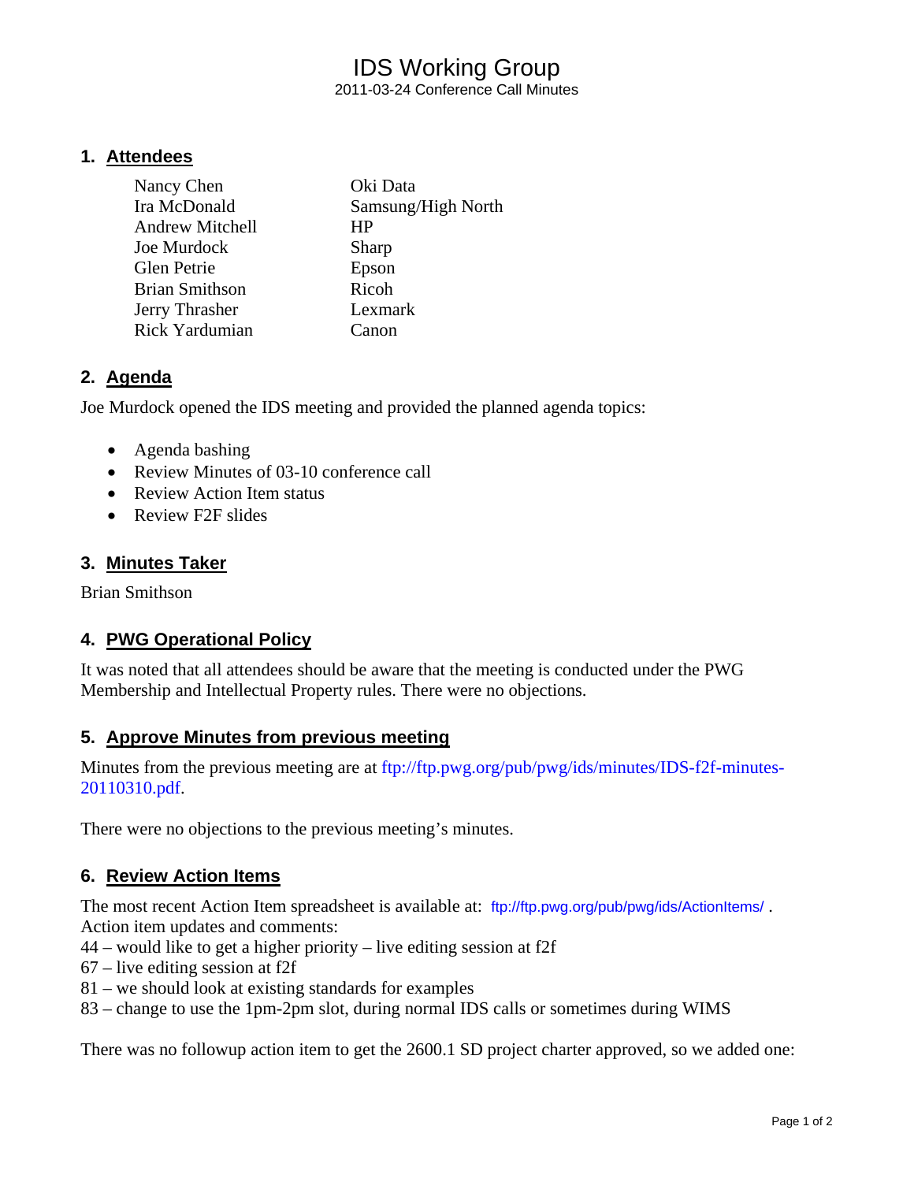# IDS Working Group

2011-03-24 Conference Call Minutes

## 1. Attendees

| | |
|---|---|
| Nancy Chen | Oki Data |
| Ira McDonald | Samsung/High North |
| Andrew Mitchell | HP |
| Joe Murdock | Sharp |
| Glen Petrie | Epson |
| Brian Smithson | Ricoh |
| Jerry Thrasher | Lexmark |
| Rick Yardumian | Canon |

## 2. Agenda

Joe Murdock opened the IDS meeting and provided the planned agenda topics:

- Agenda bashing
- Review Minutes of 03-10 conference call
- Review Action Item status
- Review F2F slides

## 3. Minutes Taker

Brian Smithson

## 4. PWG Operational Policy

It was noted that all attendees should be aware that the meeting is conducted under the PWG Membership and Intellectual Property rules. There were no objections.

## 5. Approve Minutes from previous meeting

Minutes from the previous meeting are at ftp://ftp.pwg.org/pub/pwg/ids/minutes/IDS-f2f-minutes-20110310.pdf.

There were no objections to the previous meeting's minutes.

## 6. Review Action Items

The most recent Action Item spreadsheet is available at: ftp://ftp.pwg.org/pub/pwg/ids/ActionItems/ .
Action item updates and comments:
44 – would like to get a higher priority – live editing session at f2f
67 – live editing session at f2f
81 – we should look at existing standards for examples
83 – change to use the 1pm-2pm slot, during normal IDS calls or sometimes during WIMS

There was no followup action item to get the 2600.1 SD project charter approved, so we added one: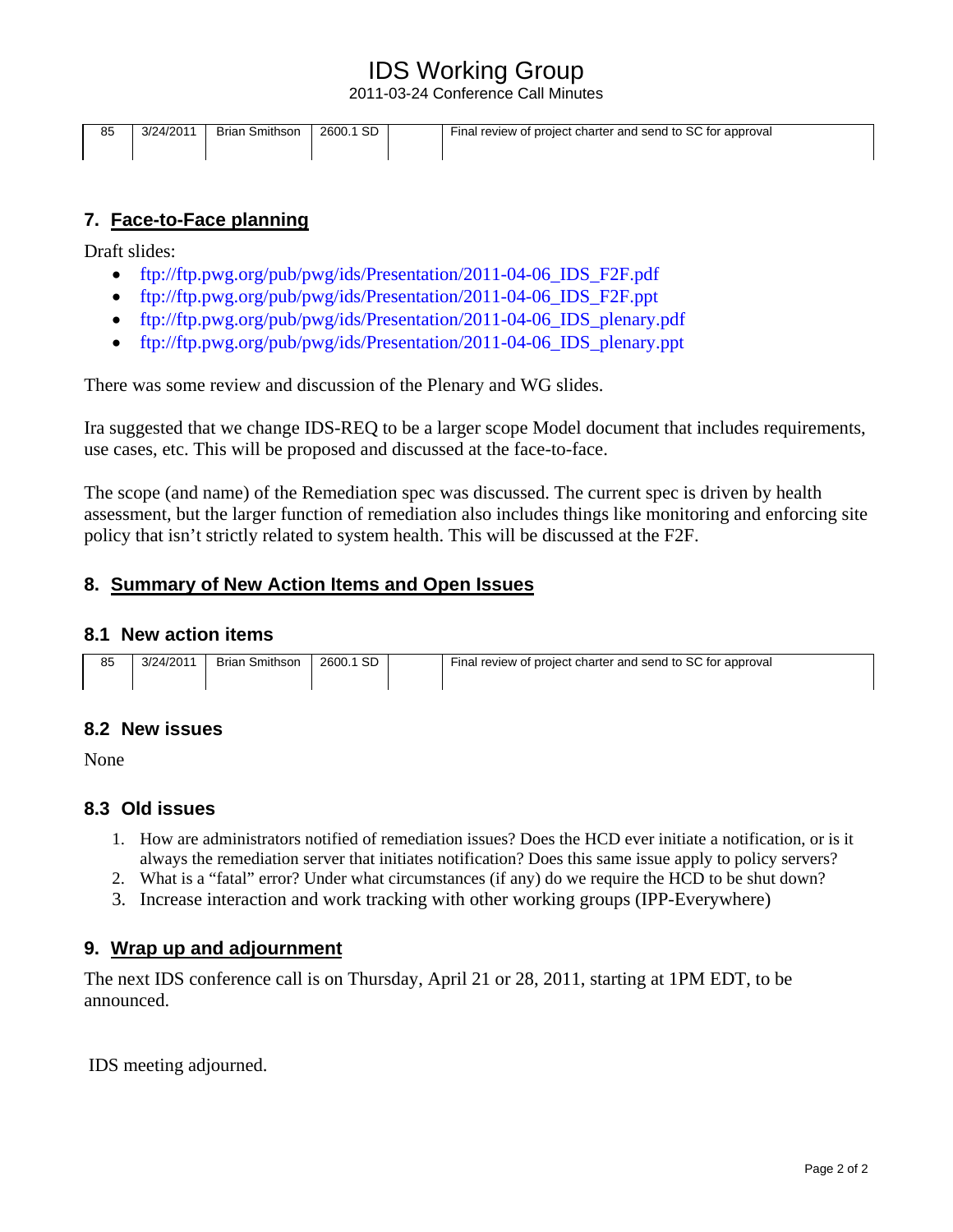| | | | | | |
|---|---|---|---|---|---|
| 85 | 3/24/2011 | Brian Smithson | 2600.1 SD | | Final review of project charter and send to SC for approval |

## 7. Face-to-Face planning

Draft slides:

- ftp://ftp.pwg.org/pub/pwg/ids/Presentation/2011-04-06_IDS_F2F.pdf
- ftp://ftp.pwg.org/pub/pwg/ids/Presentation/2011-04-06_IDS_F2F.ppt
- ftp://ftp.pwg.org/pub/pwg/ids/Presentation/2011-04-06_IDS_plenary.pdf
- ftp://ftp.pwg.org/pub/pwg/ids/Presentation/2011-04-06_IDS_plenary.ppt

There was some review and discussion of the Plenary and WG slides.

Ira suggested that we change IDS-REQ to be a larger scope Model document that includes requirements, use cases, etc. This will be proposed and discussed at the face-to-face.

The scope (and name) of the Remediation spec was discussed. The current spec is driven by health assessment, but the larger function of remediation also includes things like monitoring and enforcing site policy that isn't strictly related to system health. This will be discussed at the F2F.

## 8. Summary of New Action Items and Open Issues

### 8.1 New action items

| | | | | | |
|---|---|---|---|---|---|
| 85 | 3/24/2011 | Brian Smithson | 2600.1 SD | | Final review of project charter and send to SC for approval |

### 8.2 New issues

None

### 8.3 Old issues

1. How are administrators notified of remediation issues? Does the HCD ever initiate a notification, or is it always the remediation server that initiates notification? Does this same issue apply to policy servers?
2. What is a "fatal" error? Under what circumstances (if any) do we require the HCD to be shut down?
3. Increase interaction and work tracking with other working groups (IPP-Everywhere)

## 9. Wrap up and adjournment

The next IDS conference call is on Thursday, April 21 or 28, 2011, starting at 1PM EDT, to be announced.

IDS meeting adjourned.